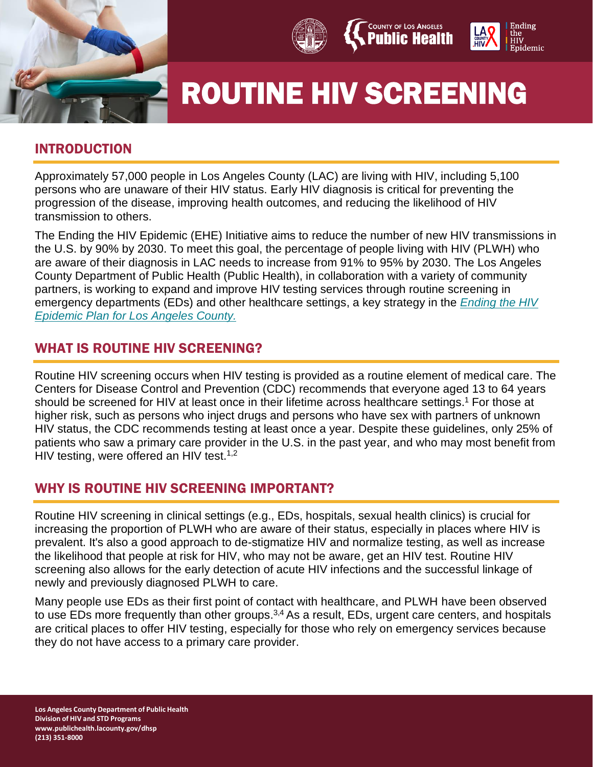# ROUTINE HIV SCREENING

## INTRODUCTION

Approximately 57,000 people in Los Angeles County (LAC) are living with HIV, including 5,100 persons who are unaware of their HIV status. Early HIV diagnosis is critical for preventing the progression of the disease, improving health outcomes, and reducing the likelihood of HIV transmission to others.

The Ending the HIV Epidemic (EHE) Initiative aims to reduce the number of new HIV transmissions in the U.S. by 90% by 2030. To meet this goal, the percentage of people living with HIV (PLWH) who are aware of their diagnosis in LAC needs to increase from 91% to 95% by 2030. The Los Angeles County Department of Public Health (Public Health), in collaboration with a variety of community partners, is working to expand and improve HIV testing services through routine screening in emergency departments (EDs) and other healthcare settings, a key strategy in the *Ending the HIV Epidemic Plan for Los Angeles County.*

## WHAT IS ROUTINE HIV SCREENING?

Routine HIV screening occurs when HIV testing is provided as a routine element of medical care. The Centers for Disease Control and Prevention (CDC) recommends that everyone aged 13 to 64 years should be screened for HIV at least once in their lifetime across healthcare settings.[1] For those at higher risk, such as persons who inject drugs and persons who have sex with partners of unknown HIV status, the CDC recommends testing at least once a year. Despite these guidelines, only 25% of patients who saw a primary care provider in the U.S. in the past year, and who may most benefit from HIV testing, were offered an HIV test.[1,2]

## WHY IS ROUTINE HIV SCREENING IMPORTANT?

Routine HIV screening in clinical settings (e.g., EDs, hospitals, sexual health clinics) is crucial for increasing the proportion of PLWH who are aware of their status, especially in places where HIV is prevalent. It's also a good approach to de-stigmatize HIV and normalize testing, as well as increase the likelihood that people at risk for HIV, who may not be aware, get an HIV test. Routine HIV screening also allows for the early detection of acute HIV infections and the successful linkage of newly and previously diagnosed PLWH to care.

Many people use EDs as their first point of contact with healthcare, and PLWH have been observed to use EDs more frequently than other groups.[3,4] As a result, EDs, urgent care centers, and hospitals are critical places to offer HIV testing, especially for those who rely on emergency services because they do not have access to a primary care provider.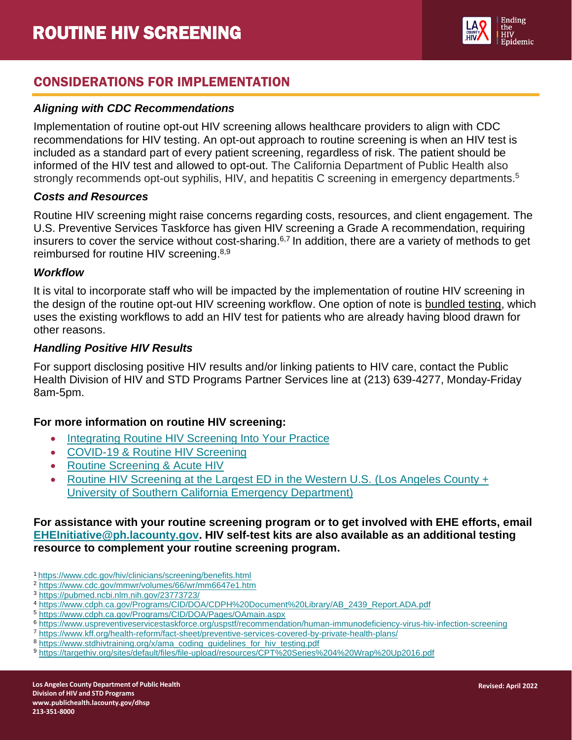# ROUTINE HIV SCREENING

## CONSIDERATIONS FOR IMPLEMENTATION

### *Aligning with CDC Recommendations*

Implementation of routine opt-out HIV screening allows healthcare providers to align with CDC recommendations for HIV testing. An opt-out approach to routine screening is when an HIV test is included as a standard part of every patient screening, regardless of risk. The patient should be informed of the HIV test and allowed to opt-out. The California Department of Public Health also strongly recommends opt-out syphilis, HIV, and hepatitis C screening in emergency departments.[5]

### *Costs and Resources*

Routine HIV screening might raise concerns regarding costs, resources, and client engagement. The U.S. Preventive Services Taskforce has given HIV screening a Grade A recommendation, requiring insurers to cover the service without cost-sharing.[6,7] In addition, there are a variety of methods to get reimbursed for routine HIV screening.[8,9]

### *Workflow*

It is vital to incorporate staff who will be impacted by the implementation of routine HIV screening in the design of the routine opt-out HIV screening workflow. One option of note is bundled testing, which uses the existing workflows to add an HIV test for patients who are already having blood drawn for other reasons.

### *Handling Positive HIV Results*

For support disclosing positive HIV results and/or linking patients to HIV care, contact the Public Health Division of HIV and STD Programs Partner Services line at (213) 639-4277, Monday-Friday 8am-5pm.

**For more information on routine HIV screening:**

- Integrating Routine HIV Screening Into Your Practice
- COVID-19 & Routine HIV Screening
- Routine Screening & Acute HIV
- Routine HIV Screening at the Largest ED in the Western U.S. (Los Angeles County + University of Southern California Emergency Department)

**For assistance with your routine screening program or to get involved with EHE efforts, email EHEInitiative@ph.lacounty.gov. HIV self-test kits are also available as an additional testing resource to complement your routine screening program.**

[1] https://www.cdc.gov/hiv/clinicians/screening/benefits.html
[2] https://www.cdc.gov/mmwr/volumes/66/wr/mm6647e1.htm
[3] https://pubmed.ncbi.nlm.nih.gov/23773723/
[4] https://www.cdph.ca.gov/Programs/CID/DOA/CDPH%20Document%20Library/AB_2439_Report.ADA.pdf
[5] https://www.cdph.ca.gov/Programs/CID/DOA/Pages/OAmain.aspx
[6] https://www.uspreventiveservicestaskforce.org/uspstf/recommendation/human-immunodeficiency-virus-hiv-infection-screening
[7] https://www.kff.org/health-reform/fact-sheet/preventive-services-covered-by-private-health-plans/
[8] https://www.stdhivtraining.org/x/ama_coding_guidelines_for_hiv_testing.pdf
[9] https://targethiv.org/sites/default/files/file-upload/resources/CPT%20Series%204%20Wrap%20Up2016.pdf

**Los Angeles County Department of Public Health**
**Division of HIV and STD Programs**
**www.publichealth.lacounty.gov/dhsp**
**213-351-8000**

**Revised: April 2022**